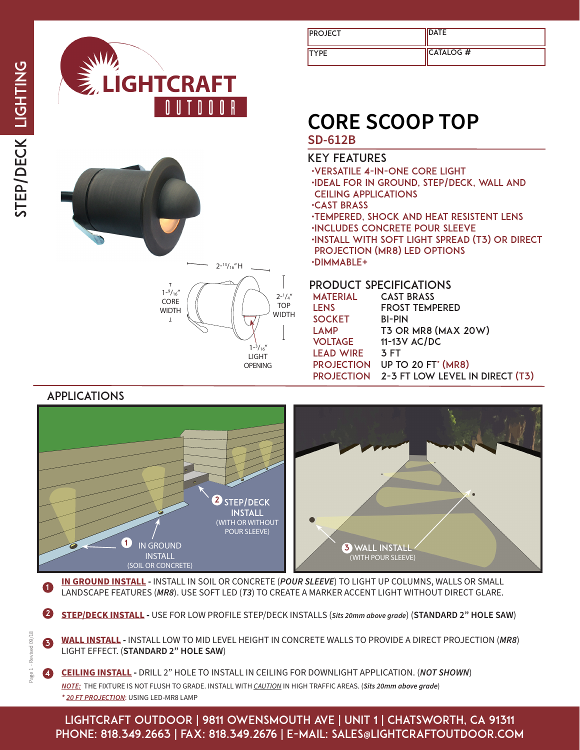STEP/DECK LIGHTING

LIGHTCRAFT OUTDOOR

| PROJECT | DATE |
| --- | --- |
| TYPE | CATALOG # |

# CORE SCOOP TOP

## SD-612B

### KEY FEATURES

- VERSATILE 4-IN-ONE CORE LIGHT
- IDEAL FOR IN GROUND, STEP/DECK, WALL AND CEILING APPLICATIONS
- CAST BRASS
- TEMPERED, SHOCK AND HEAT RESISTENT LENS
- INCLUDES CONCRETE POUR SLEEVE
- INSTALL WITH SOFT LIGHT SPREAD (T3) OR DIRECT PROJECTION (MR8) LED OPTIONS
- DIMMABLE+

2-13/16" H

1-9/16" CORE WIDTH

2-1/4" TOP WIDTH

1-3/16" LIGHT OPENING

### PRODUCT SPECIFICATIONS

| | |
| --- | --- |
| MATERIAL | CAST BRASS |
| LENS | FROST TEMPERED |
| SOCKET | BI-PIN |
| LAMP | T3 OR MR8 (MAX 20W) |
| VOLTAGE | 11-13V AC/DC |
| LEAD WIRE | 3 FT |
| PROJECTION | UP TO 20 FT* (MR8) |
| PROJECTION | 2-3 FT LOW LEVEL IN DIRECT (T3) |

### APPLICATIONS

1 IN GROUND INSTALL (SOIL OR CONCRETE)

2 STEP/DECK INSTALL (WITH OR WITHOUT POUR SLEEVE)

3 WALL INSTALL (WITH POUR SLEEVE)

1. **IN GROUND INSTALL** - INSTALL IN SOIL OR CONCRETE (***POUR SLEEVE***) TO LIGHT UP COLUMNS, WALLS OR SMALL LANDSCAPE FEATURES (***MR8***). USE SOFT LED (***T3***) TO CREATE A MARKER ACCENT LIGHT WITHOUT DIRECT GLARE.
2. **STEP/DECK INSTALL** - USE FOR LOW PROFILE STEP/DECK INSTALLS (***Sits 20mm above grade***) (**STANDARD 2" HOLE SAW**)
3. **WALL INSTALL** - INSTALL LOW TO MID LEVEL HEIGHT IN CONCRETE WALLS TO PROVIDE A DIRECT PROJECTION (***MR8***) LIGHT EFFECT. (**STANDARD 2" HOLE SAW**)
4. **CEILING INSTALL** - DRILL 2" HOLE TO INSTALL IN CEILING FOR DOWNLIGHT APPLICATION. (***NOT SHOWN***)

***NOTE:*** THE FIXTURE IS NOT FLUSH TO GRADE. INSTALL WITH *CAUTION* IN HIGH TRAFFIC AREAS. (***Sits 20mm above grade***)

** 20 FT PROJECTION*: USING LED-MR8 LAMP

Page 1 - Revised 09/18

LIGHTCRAFT OUTDOOR | 9811 OWENSMOUTH AVE | UNIT 1 | CHATSWORTH, CA 91311
PHONE: 818.349.2663 | FAX: 818.349.2676 | E-MAIL: SALES@LIGHTCRAFTOUTDOOR.COM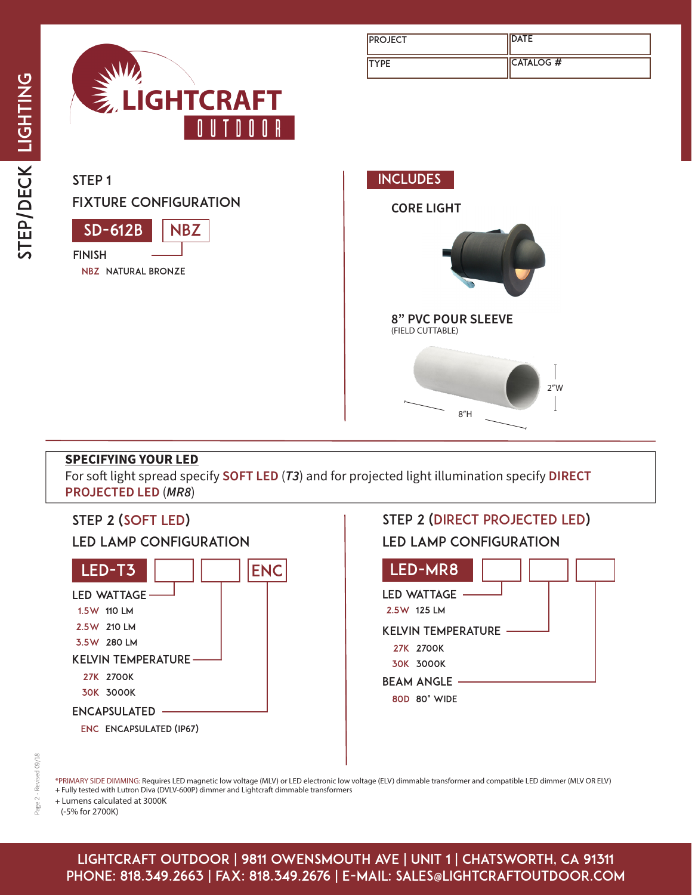STEP/DECK LIGHTING

LIGHTCRAFT OUTDOOR

| PROJECT | DATE |
|---|---|
| TYPE | CATALOG # |

## STEP 1

## FIXTURE CONFIGURATION

SD-612B | NBZ

**FINISH**

NBZ NATURAL BRONZE

## INCLUDES

**CORE LIGHT**

**8" PVC POUR SLEEVE**
(FIELD CUTTABLE)

2"W

8"H

**SPECIFYING YOUR LED**

For soft light spread specify **SOFT LED** (*T3*) and for projected light illumination specify **DIRECT PROJECTED LED** (*MR8*)

## STEP 2 (SOFT LED)

## LED LAMP CONFIGURATION

LED-T3 | | | ENC

**LED WATTAGE**

- 1.5W 110 LM
- 2.5W 210 LM
- 3.5W 280 LM

**KELVIN TEMPERATURE**

- 27K 2700K
- 30K 3000K

**ENCAPSULATED**

- ENC ENCAPSULATED (IP67)

## STEP 2 (DIRECT PROJECTED LED)

## LED LAMP CONFIGURATION

LED-MR8 | | |

**LED WATTAGE**

- 2.5W 125 LM

**KELVIN TEMPERATURE**

- 27K 2700K
- 30K 3000K

**BEAM ANGLE**

- 80D 80° WIDE

*PRIMARY SIDE DIMMING: Requires LED magnetic low voltage (MLV) or LED electronic low voltage (ELV) dimmable transformer and compatible LED dimmer (MLV OR ELV)
+ Fully tested with Lutron Diva (DVLV-600P) dimmer and Lightcraft dimmable transformers
+ Lumens calculated at 3000K
(-5% for 2700K)

Page 2 - Revised 09/18

LIGHTCRAFT OUTDOOR | 9811 OWENSMOUTH AVE | UNIT 1 | CHATSWORTH, CA 91311
PHONE: 818.349.2663 | FAX: 818.349.2676 | E-MAIL: SALES@LIGHTCRAFTOUTDOOR.COM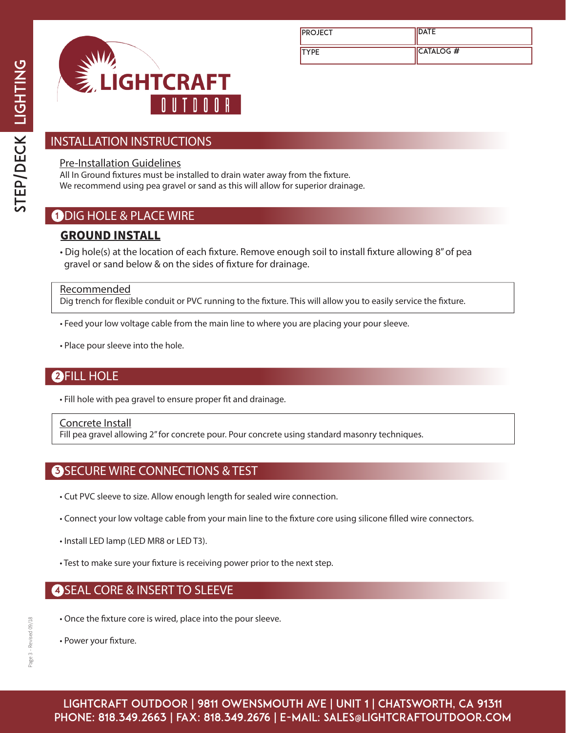| PROJECT | DATE |
| --- | --- |
| TYPE | CATALOG # |

LIGHTCRAFT OUTDOOR

STEP/DECK LIGHTING

## INSTALLATION INSTRUCTIONS

Pre-Installation Guidelines

All In Ground fixtures must be installed to drain water away from the fixture.
We recommend using pea gravel or sand as this will allow for superior drainage.

## 1 DIG HOLE & PLACE WIRE

### GROUND INSTALL

- Dig hole(s) at the location of each fixture. Remove enough soil to install fixture allowing 8" of pea gravel or sand below & on the sides of fixture for drainage.

> Recommended
> Dig trench for flexible conduit or PVC running to the fixture. This will allow you to easily service the fixture.

- Feed your low voltage cable from the main line to where you are placing your pour sleeve.
- Place pour sleeve into the hole.

## 2 FILL HOLE

- Fill hole with pea gravel to ensure proper fit and drainage.

> Concrete Install
> Fill pea gravel allowing 2" for concrete pour. Pour concrete using standard masonry techniques.

## 3 SECURE WIRE CONNECTIONS & TEST

- Cut PVC sleeve to size. Allow enough length for sealed wire connection.
- Connect your low voltage cable from your main line to the fixture core using silicone filled wire connectors.
- Install LED lamp (LED MR8 or LED T3).
- Test to make sure your fixture is receiving power prior to the next step.

## 4 SEAL CORE & INSERT TO SLEEVE

- Once the fixture core is wired, place into the pour sleeve.
- Power your fixture.

LIGHTCRAFT OUTDOOR | 9811 OWENSMOUTH AVE | UNIT 1 | CHATSWORTH, CA 91311
PHONE: 818.349.2663 | FAX: 818.349.2676 | E-MAIL: SALES@LIGHTCRAFTOUTDOOR.COM